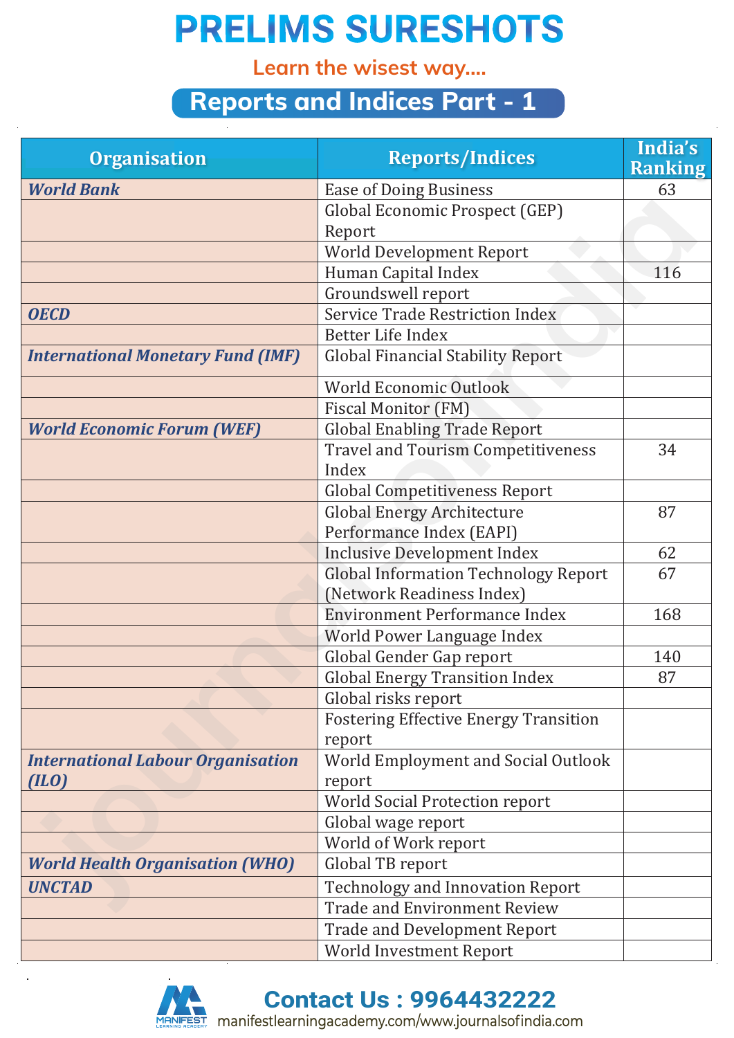# PRELIMS SURESHOTS

Learn the wisest way....

## Reports and Indices Part - 1

| Organisation | Reports/Indices | India's Ranking |
|---|---|---|
| *World Bank* | Ease of Doing Business | 63 |
| | Global Economic Prospect (GEP) Report | |
| | World Development Report | |
| | Human Capital Index | 116 |
| | Groundswell report | |
| *OECD* | Service Trade Restriction Index | |
| | Better Life Index | |
| *International Monetary Fund (IMF)* | Global Financial Stability Report | |
| | World Economic Outlook | |
| | Fiscal Monitor (FM) | |
| *World Economic Forum (WEF)* | Global Enabling Trade Report | |
| | Travel and Tourism Competitiveness Index | 34 |
| | Global Competitiveness Report | |
| | Global Energy Architecture Performance Index (EAPI) | 87 |
| | Inclusive Development Index | 62 |
| | Global Information Technology Report (Network Readiness Index) | 67 |
| | Environment Performance Index | 168 |
| | World Power Language Index | |
| | Global Gender Gap report | 140 |
| | Global Energy Transition Index | 87 |
| | Global risks report | |
| | Fostering Effective Energy Transition report | |
| *International Labour Organisation (ILO)* | World Employment and Social Outlook report | |
| | World Social Protection report | |
| | Global wage report | |
| | World of Work report | |
| *World Health Organisation (WHO)* | Global TB report | |
| *UNCTAD* | Technology and Innovation Report | |
| | Trade and Environment Review | |
| | Trade and Development Report | |
| | World Investment Report | |

Contact Us : 9964432222

manifestlearningacademy.com/www.journalsofindia.com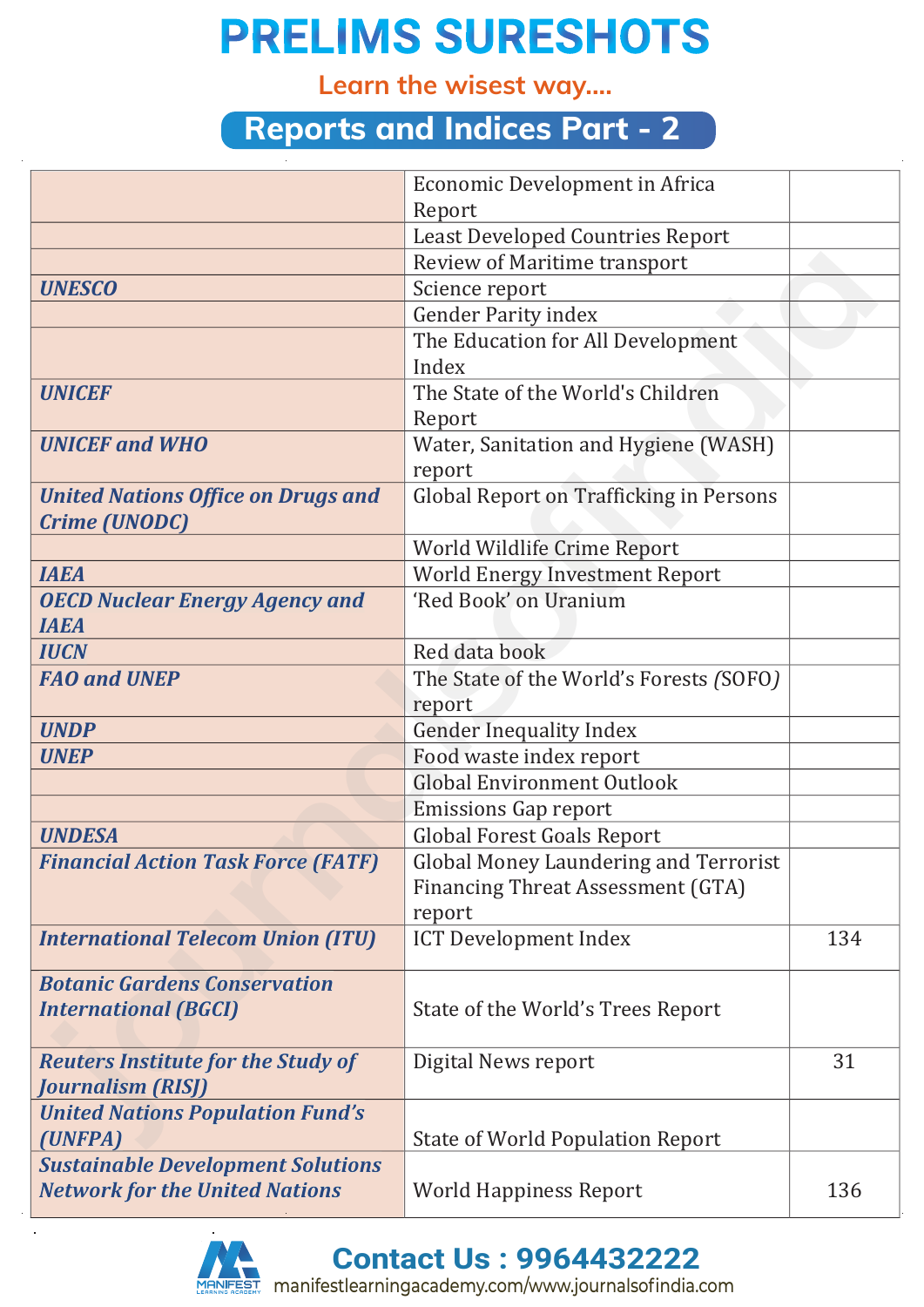# PRELIMS SURESHOTS

Learn the wisest way....

## Reports and Indices Part - 2

| | | |
|---|---|---|
| | Economic Development in Africa Report | |
| | Least Developed Countries Report | |
| | Review of Maritime transport | |
| ***UNESCO*** | Science report | |
| | Gender Parity index | |
| | The Education for All Development Index | |
| ***UNICEF*** | The State of the World's Children Report | |
| ***UNICEF and WHO*** | Water, Sanitation and Hygiene (WASH) report | |
| ***United Nations Office on Drugs and Crime (UNODC)*** | Global Report on Trafficking in Persons | |
| | World Wildlife Crime Report | |
| ***IAEA*** | World Energy Investment Report | |
| ***OECD Nuclear Energy Agency and IAEA*** | 'Red Book' on Uranium | |
| ***IUCN*** | Red data book | |
| ***FAO and UNEP*** | The State of the World's Forests *(*SOFO*)* report | |
| ***UNDP*** | Gender Inequality Index | |
| ***UNEP*** | Food waste index report | |
| | Global Environment Outlook | |
| | Emissions Gap report | |
| ***UNDESA*** | Global Forest Goals Report | |
| ***Financial Action Task Force (FATF)*** | Global Money Laundering and Terrorist Financing Threat Assessment (GTA) report | |
| ***International Telecom Union (ITU)*** | ICT Development Index | 134 |
| ***Botanic Gardens Conservation International (BGCI)*** | State of the World's Trees Report | |
| ***Reuters Institute for the Study of Journalism (RISJ)*** | Digital News report | 31 |
| ***United Nations Population Fund's (UNFPA)*** | State of World Population Report | |
| ***Sustainable Development Solutions Network for the United Nations*** | World Happiness Report | 136 |

Contact Us : 9964432222

manifestlearningacademy.com/www.journalsofindia.com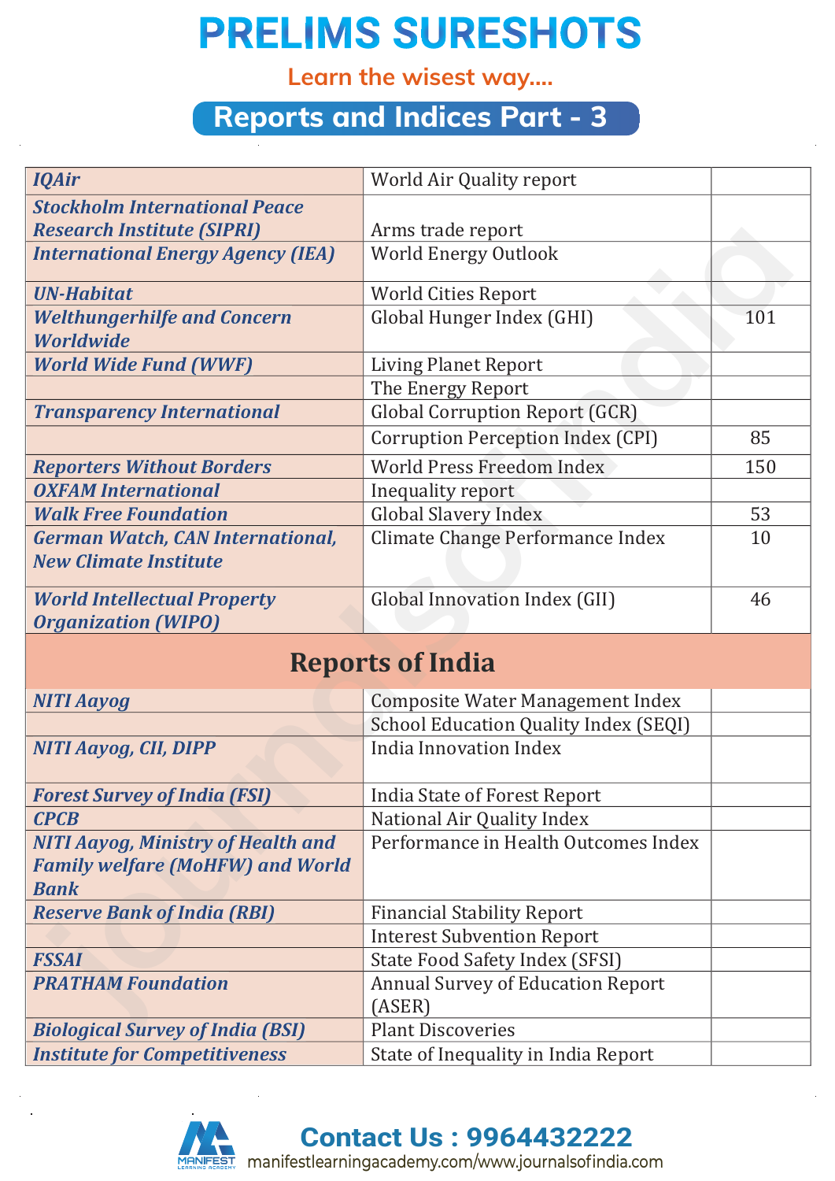# PRELIMS SURESHOTS

Learn the wisest way....

## Reports and Indices Part - 3

| | | |
|---|---|---|
| *IQAir* | World Air Quality report | |
| *Stockholm International Peace Research Institute (SIPRI)* | Arms trade report | |
| *International Energy Agency (IEA)* | World Energy Outlook | |
| *UN-Habitat* | World Cities Report | |
| *Welthungerhilfe and Concern Worldwide* | Global Hunger Index (GHI) | 101 |
| *World Wide Fund (WWF)* | Living Planet Report | |
| | The Energy Report | |
| *Transparency International* | Global Corruption Report (GCR) | |
| | Corruption Perception Index (CPI) | 85 |
| *Reporters Without Borders* | World Press Freedom Index | 150 |
| *OXFAM International* | Inequality report | |
| *Walk Free Foundation* | Global Slavery Index | 53 |
| *German Watch, CAN International, New Climate Institute* | Climate Change Performance Index | 10 |
| *World Intellectual Property Organization (WIPO)* | Global Innovation Index (GII) | 46 |
| **Reports of India** | | |
| *NITI Aayog* | Composite Water Management Index | |
| | School Education Quality Index (SEQI) | |
| *NITI Aayog, CII, DIPP* | India Innovation Index | |
| *Forest Survey of India (FSI)* | India State of Forest Report | |
| *CPCB* | National Air Quality Index | |
| *NITI Aayog, Ministry of Health and Family welfare (MoHFW) and World Bank* | Performance in Health Outcomes Index | |
| *Reserve Bank of India (RBI)* | Financial Stability Report | |
| | Interest Subvention Report | |
| *FSSAI* | State Food Safety Index (SFSI) | |
| *PRATHAM Foundation* | Annual Survey of Education Report (ASER) | |
| *Biological Survey of India (BSI)* | Plant Discoveries | |
| *Institute for Competitiveness* | State of Inequality in India Report | |

Contact Us : 9964432222

manifestlearningacademy.com/www.journalsofindia.com